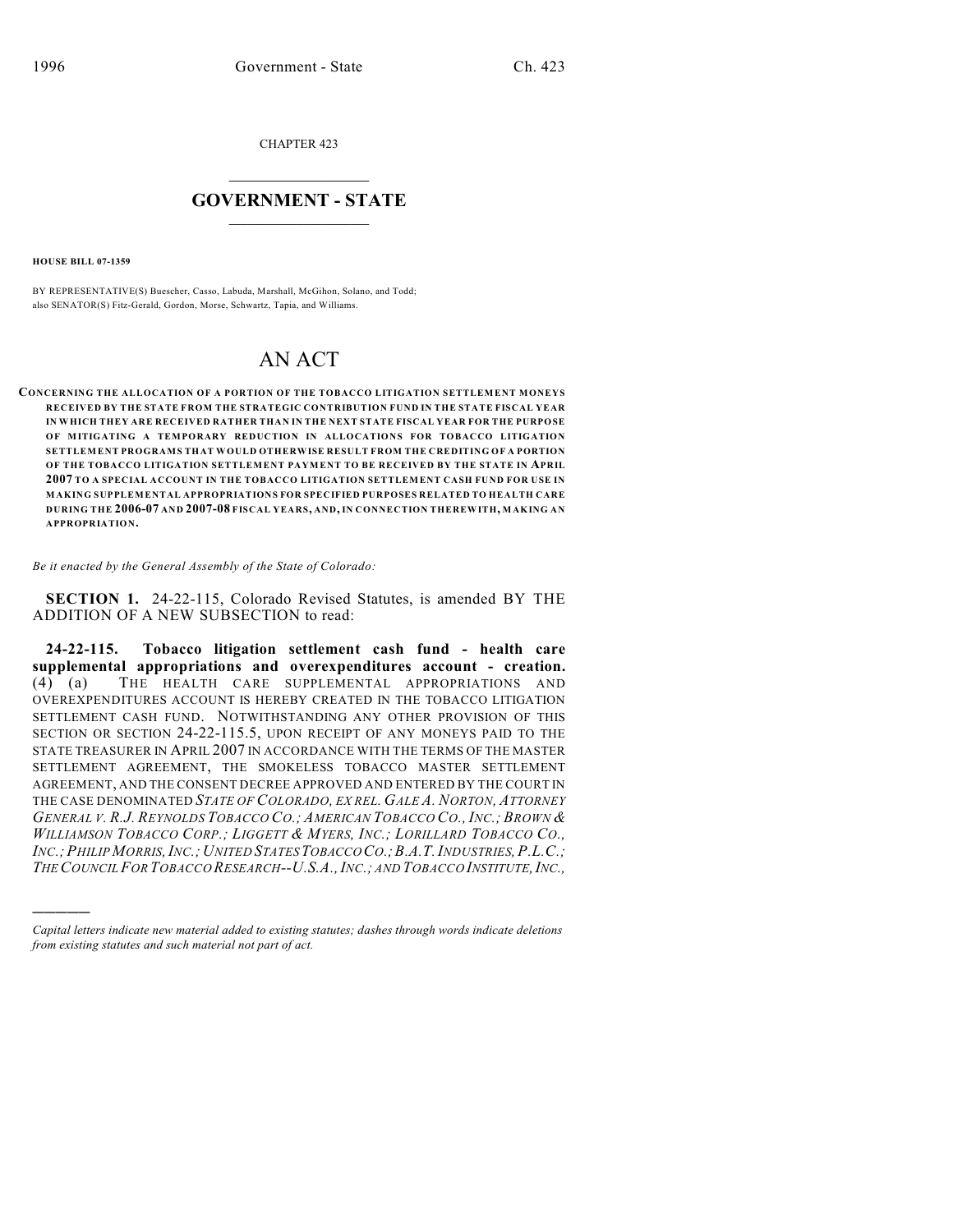CHAPTER 423

# GOVERNMENT - STATE

**HOUSE BILL 07-1359**

BY REPRESENTATIVE(S) Buescher, Casso, Labuda, Marshall, McGihon, Solano, and Todd; also SENATOR(S) Fitz-Gerald, Gordon, Morse, Schwartz, Tapia, and Williams.

# AN ACT

**CONCERNING THE ALLOCATION OF A PORTION OF THE TOBACCO LITIGATION SETTLEMENT MONEYS RECEIVED BY THE STATE FROM THE STRATEGIC CONTRIBUTION FUND IN THE STATE FISCAL YEAR IN WHICH THEY ARE RECEIVED RATHER THAN IN THE NEXT STATE FISCAL YEAR FOR THE PURPOSE OF MITIGATING A TEMPORARY REDUCTION IN ALLOCATIONS FOR TOBACCO LITIGATION SETTLEMENT PROGRAMS THAT WOULD OTHERWISE RESULT FROM THE CREDITING OF A PORTION OF THE TOBACCO LITIGATION SETTLEMENT PAYMENT TO BE RECEIVED BY THE STATE IN APRIL 2007 TO A SPECIAL ACCOUNT IN THE TOBACCO LITIGATION SETTLEMENT CASH FUND FOR USE IN MAKING SUPPLEMENTAL APPROPRIATIONS FOR SPECIFIED PURPOSES RELATED TO HEALTH CARE DURING THE 2006-07 AND 2007-08 FISCAL YEARS, AND, IN CONNECTION THEREWITH, MAKING AN APPROPRIATION.**

*Be it enacted by the General Assembly of the State of Colorado:*

**SECTION 1.** 24-22-115, Colorado Revised Statutes, is amended BY THE ADDITION OF A NEW SUBSECTION to read:

**24-22-115. Tobacco litigation settlement cash fund - health care supplemental appropriations and overexpenditures account - creation.** (4) (a) THE HEALTH CARE SUPPLEMENTAL APPROPRIATIONS AND OVEREXPENDITURES ACCOUNT IS HEREBY CREATED IN THE TOBACCO LITIGATION SETTLEMENT CASH FUND. NOTWITHSTANDING ANY OTHER PROVISION OF THIS SECTION OR SECTION 24-22-115.5, UPON RECEIPT OF ANY MONEYS PAID TO THE STATE TREASURER IN APRIL 2007 IN ACCORDANCE WITH THE TERMS OF THE MASTER SETTLEMENT AGREEMENT, THE SMOKELESS TOBACCO MASTER SETTLEMENT AGREEMENT, AND THE CONSENT DECREE APPROVED AND ENTERED BY THE COURT IN THE CASE DENOMINATED *STATE OF COLORADO, EX REL. GALE A. NORTON, ATTORNEY GENERAL V. R.J. REYNOLDS TOBACCO CO.; AMERICAN TOBACCO CO., INC.; BROWN & WILLIAMSON TOBACCO CORP.; LIGGETT & MYERS, INC.; LORILLARD TOBACCO CO., INC.; PHILIP MORRIS, INC.; UNITED STATES TOBACCO CO.; B.A.T. INDUSTRIES, P.L.C.; THE COUNCIL FOR TOBACCO RESEARCH--U.S.A., INC.; AND TOBACCO INSTITUTE, INC.,*

*Capital letters indicate new material added to existing statutes; dashes through words indicate deletions from existing statutes and such material not part of act.*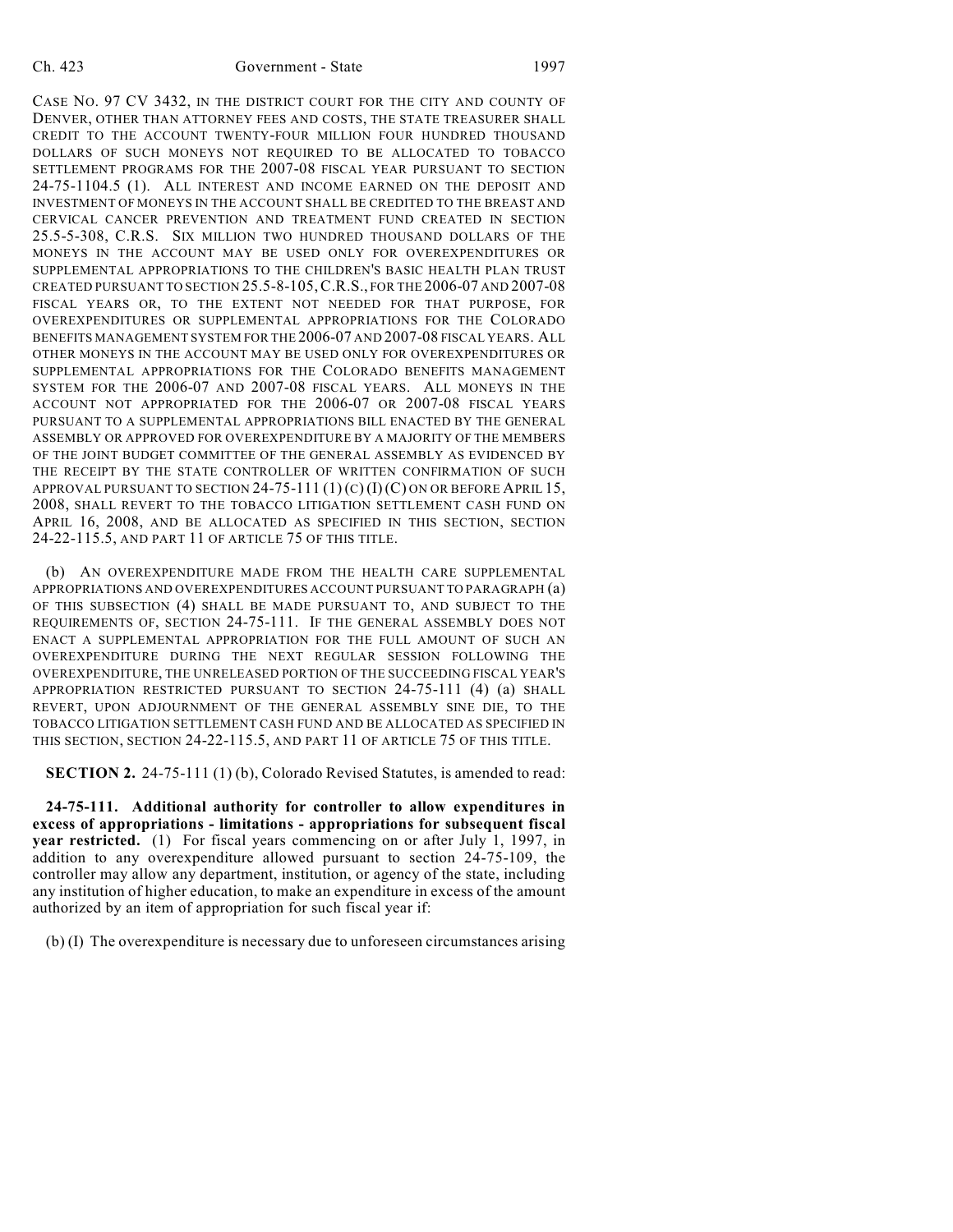CASE NO. 97 CV 3432, IN THE DISTRICT COURT FOR THE CITY AND COUNTY OF DENVER, OTHER THAN ATTORNEY FEES AND COSTS, THE STATE TREASURER SHALL CREDIT TO THE ACCOUNT TWENTY-FOUR MILLION FOUR HUNDRED THOUSAND DOLLARS OF SUCH MONEYS NOT REQUIRED TO BE ALLOCATED TO TOBACCO SETTLEMENT PROGRAMS FOR THE 2007-08 FISCAL YEAR PURSUANT TO SECTION 24-75-1104.5 (1). ALL INTEREST AND INCOME EARNED ON THE DEPOSIT AND INVESTMENT OF MONEYS IN THE ACCOUNT SHALL BE CREDITED TO THE BREAST AND CERVICAL CANCER PREVENTION AND TREATMENT FUND CREATED IN SECTION 25.5-5-308, C.R.S. SIX MILLION TWO HUNDRED THOUSAND DOLLARS OF THE MONEYS IN THE ACCOUNT MAY BE USED ONLY FOR OVEREXPENDITURES OR SUPPLEMENTAL APPROPRIATIONS TO THE CHILDREN'S BASIC HEALTH PLAN TRUST CREATED PURSUANT TO SECTION 25.5-8-105, C.R.S., FOR THE 2006-07 AND 2007-08 FISCAL YEARS OR, TO THE EXTENT NOT NEEDED FOR THAT PURPOSE, FOR OVEREXPENDITURES OR SUPPLEMENTAL APPROPRIATIONS FOR THE COLORADO BENEFITS MANAGEMENT SYSTEM FOR THE 2006-07 AND 2007-08 FISCAL YEARS. ALL OTHER MONEYS IN THE ACCOUNT MAY BE USED ONLY FOR OVEREXPENDITURES OR SUPPLEMENTAL APPROPRIATIONS FOR THE COLORADO BENEFITS MANAGEMENT SYSTEM FOR THE 2006-07 AND 2007-08 FISCAL YEARS. ALL MONEYS IN THE ACCOUNT NOT APPROPRIATED FOR THE 2006-07 OR 2007-08 FISCAL YEARS PURSUANT TO A SUPPLEMENTAL APPROPRIATIONS BILL ENACTED BY THE GENERAL ASSEMBLY OR APPROVED FOR OVEREXPENDITURE BY A MAJORITY OF THE MEMBERS OF THE JOINT BUDGET COMMITTEE OF THE GENERAL ASSEMBLY AS EVIDENCED BY THE RECEIPT BY THE STATE CONTROLLER OF WRITTEN CONFIRMATION OF SUCH APPROVAL PURSUANT TO SECTION 24-75-111 (1) (C) (I) (C) ON OR BEFORE APRIL 15, 2008, SHALL REVERT TO THE TOBACCO LITIGATION SETTLEMENT CASH FUND ON APRIL 16, 2008, AND BE ALLOCATED AS SPECIFIED IN THIS SECTION, SECTION 24-22-115.5, AND PART 11 OF ARTICLE 75 OF THIS TITLE.

(b) AN OVEREXPENDITURE MADE FROM THE HEALTH CARE SUPPLEMENTAL APPROPRIATIONS AND OVEREXPENDITURES ACCOUNT PURSUANT TO PARAGRAPH (a) OF THIS SUBSECTION (4) SHALL BE MADE PURSUANT TO, AND SUBJECT TO THE REQUIREMENTS OF, SECTION 24-75-111. IF THE GENERAL ASSEMBLY DOES NOT ENACT A SUPPLEMENTAL APPROPRIATION FOR THE FULL AMOUNT OF SUCH AN OVEREXPENDITURE DURING THE NEXT REGULAR SESSION FOLLOWING THE OVEREXPENDITURE, THE UNRELEASED PORTION OF THE SUCCEEDING FISCAL YEAR'S APPROPRIATION RESTRICTED PURSUANT TO SECTION 24-75-111 (4) (a) SHALL REVERT, UPON ADJOURNMENT OF THE GENERAL ASSEMBLY SINE DIE, TO THE TOBACCO LITIGATION SETTLEMENT CASH FUND AND BE ALLOCATED AS SPECIFIED IN THIS SECTION, SECTION 24-22-115.5, AND PART 11 OF ARTICLE 75 OF THIS TITLE.

**SECTION 2.** 24-75-111 (1) (b), Colorado Revised Statutes, is amended to read:

**24-75-111. Additional authority for controller to allow expenditures in excess of appropriations - limitations - appropriations for subsequent fiscal year restricted.** (1) For fiscal years commencing on or after July 1, 1997, in addition to any overexpenditure allowed pursuant to section 24-75-109, the controller may allow any department, institution, or agency of the state, including any institution of higher education, to make an expenditure in excess of the amount authorized by an item of appropriation for such fiscal year if:

(b) (I) The overexpenditure is necessary due to unforeseen circumstances arising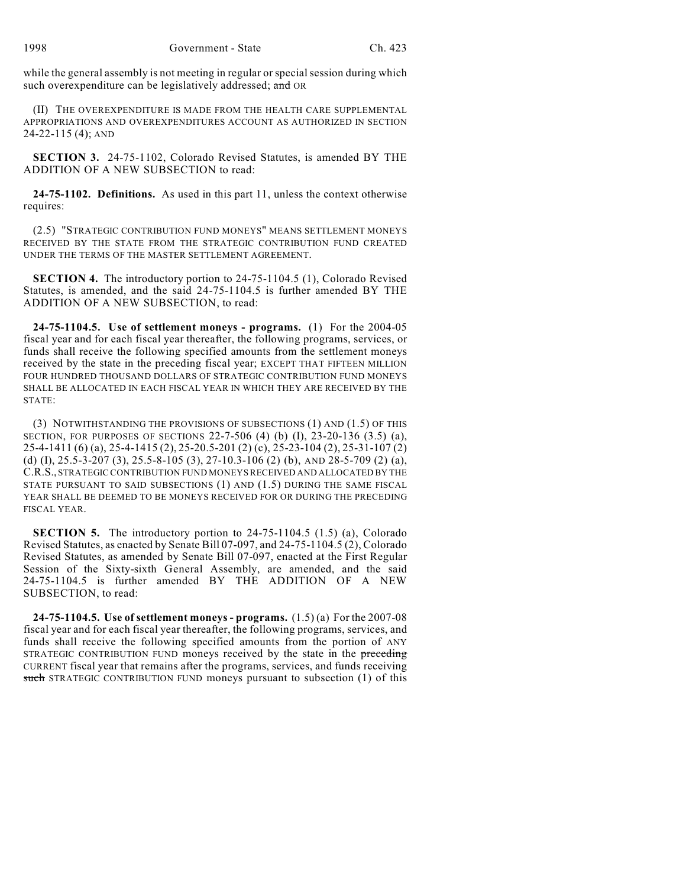while the general assembly is not meeting in regular or special session during which such overexpenditure can be legislatively addressed; ~~and~~ OR

(II) THE OVEREXPENDITURE IS MADE FROM THE HEALTH CARE SUPPLEMENTAL APPROPRIATIONS AND OVEREXPENDITURES ACCOUNT AS AUTHORIZED IN SECTION 24-22-115 (4); AND

**SECTION 3.** 24-75-1102, Colorado Revised Statutes, is amended BY THE ADDITION OF A NEW SUBSECTION to read:

**24-75-1102. Definitions.** As used in this part 11, unless the context otherwise requires:

(2.5) "STRATEGIC CONTRIBUTION FUND MONEYS" MEANS SETTLEMENT MONEYS RECEIVED BY THE STATE FROM THE STRATEGIC CONTRIBUTION FUND CREATED UNDER THE TERMS OF THE MASTER SETTLEMENT AGREEMENT.

**SECTION 4.** The introductory portion to 24-75-1104.5 (1), Colorado Revised Statutes, is amended, and the said 24-75-1104.5 is further amended BY THE ADDITION OF A NEW SUBSECTION, to read:

**24-75-1104.5. Use of settlement moneys - programs.** (1) For the 2004-05 fiscal year and for each fiscal year thereafter, the following programs, services, or funds shall receive the following specified amounts from the settlement moneys received by the state in the preceding fiscal year; EXCEPT THAT FIFTEEN MILLION FOUR HUNDRED THOUSAND DOLLARS OF STRATEGIC CONTRIBUTION FUND MONEYS SHALL BE ALLOCATED IN EACH FISCAL YEAR IN WHICH THEY ARE RECEIVED BY THE STATE:

(3) NOTWITHSTANDING THE PROVISIONS OF SUBSECTIONS (1) AND (1.5) OF THIS SECTION, FOR PURPOSES OF SECTIONS 22-7-506 (4) (b) (I), 23-20-136 (3.5) (a), 25-4-1411 (6) (a), 25-4-1415 (2), 25-20.5-201 (2) (c), 25-23-104 (2), 25-31-107 (2) (d) (I), 25.5-3-207 (3), 25.5-8-105 (3), 27-10.3-106 (2) (b), AND 28-5-709 (2) (a), C.R.S., STRATEGIC CONTRIBUTION FUND MONEYS RECEIVED AND ALLOCATED BY THE STATE PURSUANT TO SAID SUBSECTIONS (1) AND (1.5) DURING THE SAME FISCAL YEAR SHALL BE DEEMED TO BE MONEYS RECEIVED FOR OR DURING THE PRECEDING FISCAL YEAR.

**SECTION 5.** The introductory portion to 24-75-1104.5 (1.5) (a), Colorado Revised Statutes, as enacted by Senate Bill 07-097, and 24-75-1104.5 (2), Colorado Revised Statutes, as amended by Senate Bill 07-097, enacted at the First Regular Session of the Sixty-sixth General Assembly, are amended, and the said 24-75-1104.5 is further amended BY THE ADDITION OF A NEW SUBSECTION, to read:

**24-75-1104.5. Use of settlement moneys - programs.** (1.5) (a) For the 2007-08 fiscal year and for each fiscal year thereafter, the following programs, services, and funds shall receive the following specified amounts from the portion of ANY STRATEGIC CONTRIBUTION FUND moneys received by the state in the ~~preceding~~ CURRENT fiscal year that remains after the programs, services, and funds receiving ~~such~~ STRATEGIC CONTRIBUTION FUND moneys pursuant to subsection (1) of this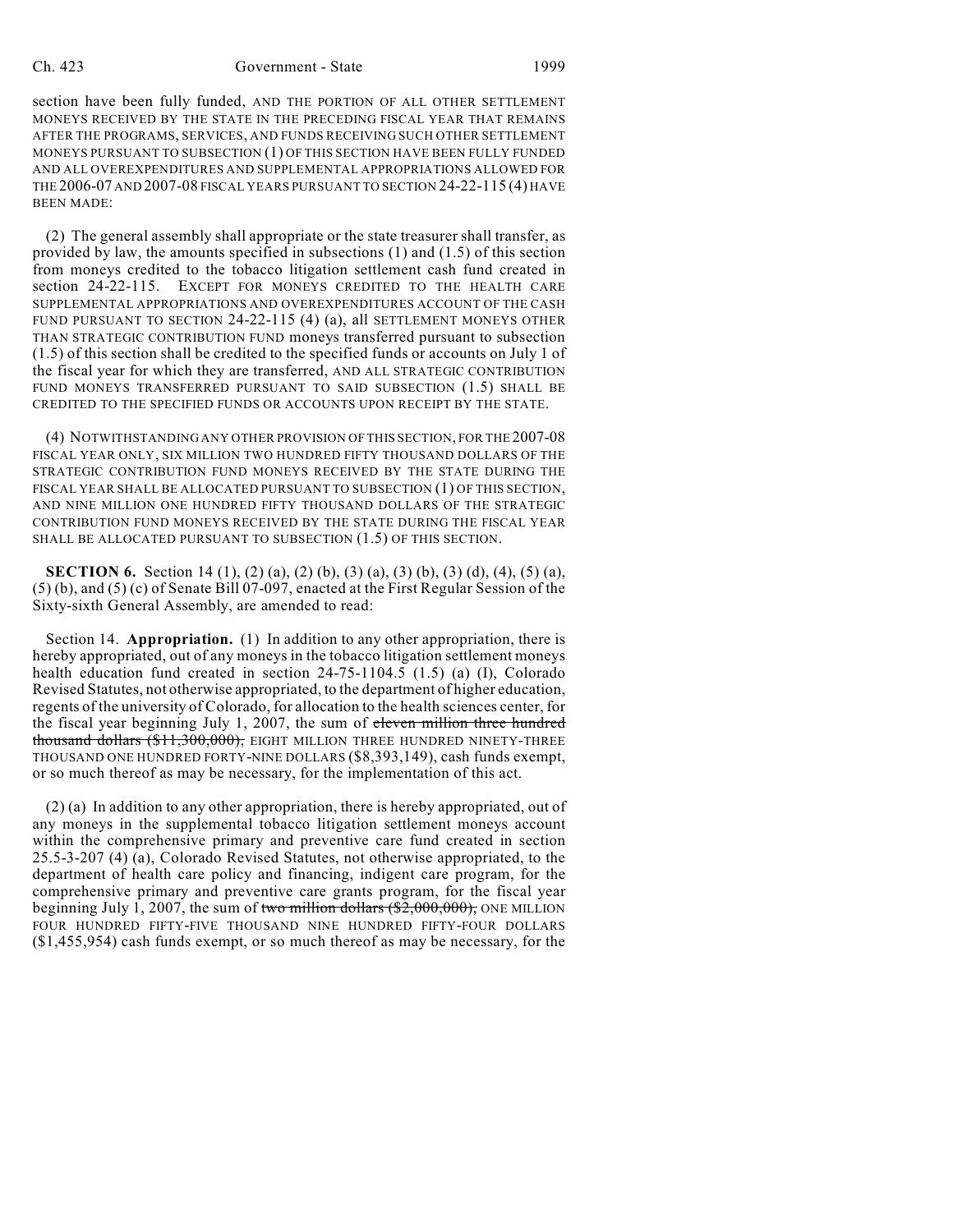section have been fully funded, AND THE PORTION OF ALL OTHER SETTLEMENT MONEYS RECEIVED BY THE STATE IN THE PRECEDING FISCAL YEAR THAT REMAINS AFTER THE PROGRAMS, SERVICES, AND FUNDS RECEIVING SUCH OTHER SETTLEMENT MONEYS PURSUANT TO SUBSECTION (1) OF THIS SECTION HAVE BEEN FULLY FUNDED AND ALL OVEREXPENDITURES AND SUPPLEMENTAL APPROPRIATIONS ALLOWED FOR THE 2006-07 AND 2007-08 FISCAL YEARS PURSUANT TO SECTION 24-22-115 (4) HAVE BEEN MADE:

(2) The general assembly shall appropriate or the state treasurer shall transfer, as provided by law, the amounts specified in subsections (1) and (1.5) of this section from moneys credited to the tobacco litigation settlement cash fund created in section 24-22-115. EXCEPT FOR MONEYS CREDITED TO THE HEALTH CARE SUPPLEMENTAL APPROPRIATIONS AND OVEREXPENDITURES ACCOUNT OF THE CASH FUND PURSUANT TO SECTION 24-22-115 (4) (a), all SETTLEMENT MONEYS OTHER THAN STRATEGIC CONTRIBUTION FUND moneys transferred pursuant to subsection (1.5) of this section shall be credited to the specified funds or accounts on July 1 of the fiscal year for which they are transferred, AND ALL STRATEGIC CONTRIBUTION FUND MONEYS TRANSFERRED PURSUANT TO SAID SUBSECTION (1.5) SHALL BE CREDITED TO THE SPECIFIED FUNDS OR ACCOUNTS UPON RECEIPT BY THE STATE.

(4) NOTWITHSTANDING ANY OTHER PROVISION OF THIS SECTION, FOR THE 2007-08 FISCAL YEAR ONLY, SIX MILLION TWO HUNDRED FIFTY THOUSAND DOLLARS OF THE STRATEGIC CONTRIBUTION FUND MONEYS RECEIVED BY THE STATE DURING THE FISCAL YEAR SHALL BE ALLOCATED PURSUANT TO SUBSECTION (1) OF THIS SECTION, AND NINE MILLION ONE HUNDRED FIFTY THOUSAND DOLLARS OF THE STRATEGIC CONTRIBUTION FUND MONEYS RECEIVED BY THE STATE DURING THE FISCAL YEAR SHALL BE ALLOCATED PURSUANT TO SUBSECTION (1.5) OF THIS SECTION.

**SECTION 6.** Section 14 (1), (2) (a), (2) (b), (3) (a), (3) (b), (3) (d), (4), (5) (a), (5) (b), and (5) (c) of Senate Bill 07-097, enacted at the First Regular Session of the Sixty-sixth General Assembly, are amended to read:

Section 14. **Appropriation.** (1) In addition to any other appropriation, there is hereby appropriated, out of any moneys in the tobacco litigation settlement moneys health education fund created in section 24-75-1104.5 (1.5) (a) (I), Colorado Revised Statutes, not otherwise appropriated, to the department of higher education, regents of the university of Colorado, for allocation to the health sciences center, for the fiscal year beginning July 1, 2007, the sum of ~~eleven million three hundred thousand dollars ($11,300,000),~~ EIGHT MILLION THREE HUNDRED NINETY-THREE THOUSAND ONE HUNDRED FORTY-NINE DOLLARS ($8,393,149), cash funds exempt, or so much thereof as may be necessary, for the implementation of this act.

(2) (a) In addition to any other appropriation, there is hereby appropriated, out of any moneys in the supplemental tobacco litigation settlement moneys account within the comprehensive primary and preventive care fund created in section 25.5-3-207 (4) (a), Colorado Revised Statutes, not otherwise appropriated, to the department of health care policy and financing, indigent care program, for the comprehensive primary and preventive care grants program, for the fiscal year beginning July 1, 2007, the sum of ~~two million dollars ($2,000,000),~~ ONE MILLION FOUR HUNDRED FIFTY-FIVE THOUSAND NINE HUNDRED FIFTY-FOUR DOLLARS ($1,455,954) cash funds exempt, or so much thereof as may be necessary, for the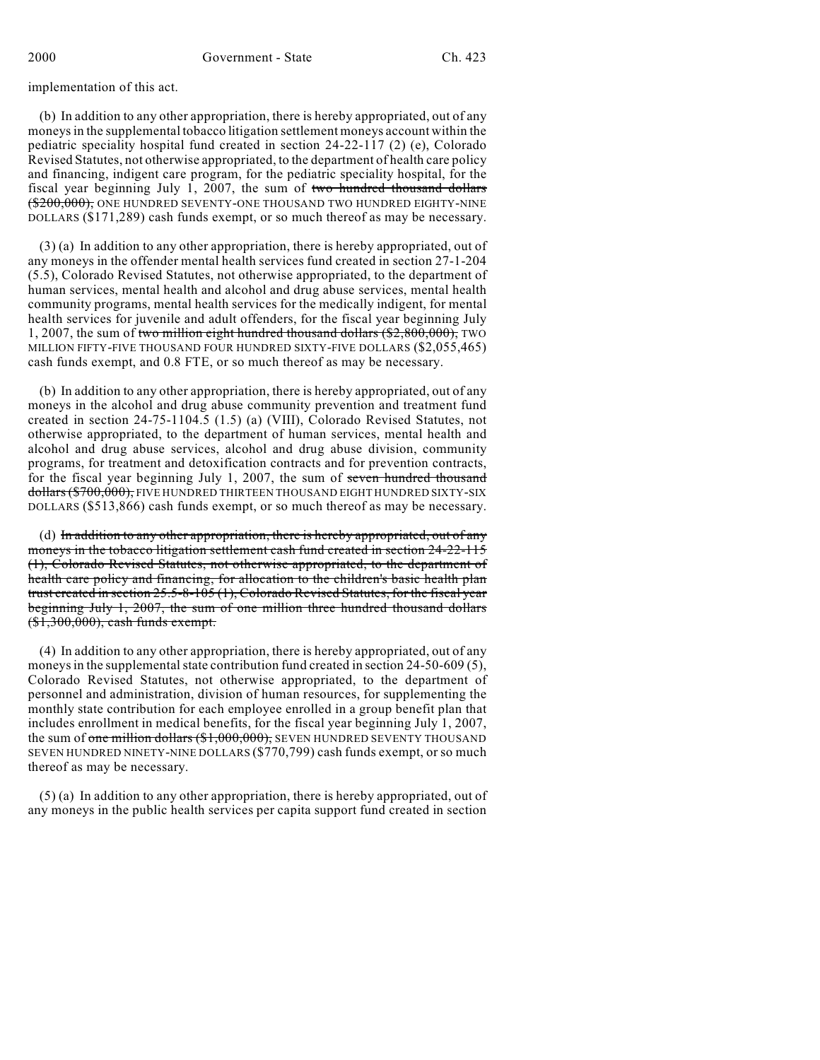implementation of this act.

(b) In addition to any other appropriation, there is hereby appropriated, out of any moneys in the supplemental tobacco litigation settlement moneys account within the pediatric speciality hospital fund created in section 24-22-117 (2) (e), Colorado Revised Statutes, not otherwise appropriated, to the department of health care policy and financing, indigent care program, for the pediatric speciality hospital, for the fiscal year beginning July 1, 2007, the sum of ~~two hundred thousand dollars ($200,000),~~ ONE HUNDRED SEVENTY-ONE THOUSAND TWO HUNDRED EIGHTY-NINE DOLLARS ($171,289) cash funds exempt, or so much thereof as may be necessary.

(3) (a) In addition to any other appropriation, there is hereby appropriated, out of any moneys in the offender mental health services fund created in section 27-1-204 (5.5), Colorado Revised Statutes, not otherwise appropriated, to the department of human services, mental health and alcohol and drug abuse services, mental health community programs, mental health services for the medically indigent, for mental health services for juvenile and adult offenders, for the fiscal year beginning July 1, 2007, the sum of ~~two million eight hundred thousand dollars ($2,800,000),~~ TWO MILLION FIFTY-FIVE THOUSAND FOUR HUNDRED SIXTY-FIVE DOLLARS ($2,055,465) cash funds exempt, and 0.8 FTE, or so much thereof as may be necessary.

(b) In addition to any other appropriation, there is hereby appropriated, out of any moneys in the alcohol and drug abuse community prevention and treatment fund created in section 24-75-1104.5 (1.5) (a) (VIII), Colorado Revised Statutes, not otherwise appropriated, to the department of human services, mental health and alcohol and drug abuse services, alcohol and drug abuse division, community programs, for treatment and detoxification contracts and for prevention contracts, for the fiscal year beginning July 1, 2007, the sum of ~~seven hundred thousand dollars ($700,000),~~ FIVE HUNDRED THIRTEEN THOUSAND EIGHT HUNDRED SIXTY-SIX DOLLARS ($513,866) cash funds exempt, or so much thereof as may be necessary.

(d) ~~In addition to any other appropriation, there is hereby appropriated, out of any moneys in the tobacco litigation settlement cash fund created in section 24-22-115 (1), Colorado Revised Statutes, not otherwise appropriated, to the department of health care policy and financing, for allocation to the children's basic health plan trust created in section 25.5-8-105 (1), Colorado Revised Statutes, for the fiscal year beginning July 1, 2007, the sum of one million three hundred thousand dollars ($1,300,000), cash funds exempt.~~

(4) In addition to any other appropriation, there is hereby appropriated, out of any moneys in the supplemental state contribution fund created in section 24-50-609 (5), Colorado Revised Statutes, not otherwise appropriated, to the department of personnel and administration, division of human resources, for supplementing the monthly state contribution for each employee enrolled in a group benefit plan that includes enrollment in medical benefits, for the fiscal year beginning July 1, 2007, the sum of ~~one million dollars ($1,000,000),~~ SEVEN HUNDRED SEVENTY THOUSAND SEVEN HUNDRED NINETY-NINE DOLLARS ($770,799) cash funds exempt, or so much thereof as may be necessary.

(5) (a) In addition to any other appropriation, there is hereby appropriated, out of any moneys in the public health services per capita support fund created in section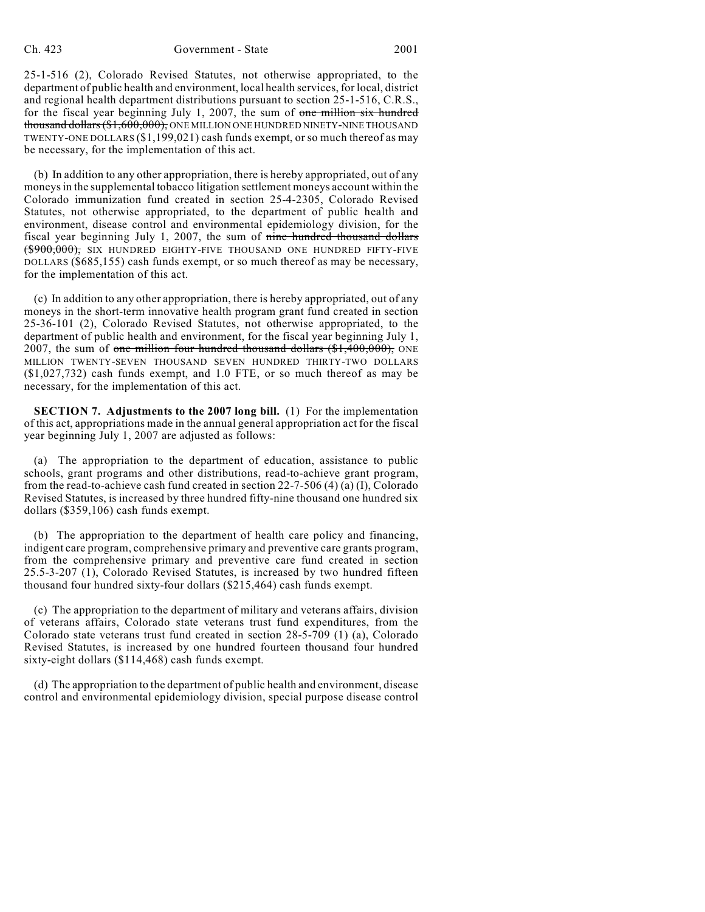25-1-516 (2), Colorado Revised Statutes, not otherwise appropriated, to the department of public health and environment, local health services, for local, district and regional health department distributions pursuant to section 25-1-516, C.R.S., for the fiscal year beginning July 1, 2007, the sum of ~~one million six hundred thousand dollars ($1,600,000),~~ ONE MILLION ONE HUNDRED NINETY-NINE THOUSAND TWENTY-ONE DOLLARS ($1,199,021) cash funds exempt, or so much thereof as may be necessary, for the implementation of this act.

(b) In addition to any other appropriation, there is hereby appropriated, out of any moneys in the supplemental tobacco litigation settlement moneys account within the Colorado immunization fund created in section 25-4-2305, Colorado Revised Statutes, not otherwise appropriated, to the department of public health and environment, disease control and environmental epidemiology division, for the fiscal year beginning July 1, 2007, the sum of ~~nine hundred thousand dollars ($900,000),~~ SIX HUNDRED EIGHTY-FIVE THOUSAND ONE HUNDRED FIFTY-FIVE DOLLARS ($685,155) cash funds exempt, or so much thereof as may be necessary, for the implementation of this act.

(c) In addition to any other appropriation, there is hereby appropriated, out of any moneys in the short-term innovative health program grant fund created in section 25-36-101 (2), Colorado Revised Statutes, not otherwise appropriated, to the department of public health and environment, for the fiscal year beginning July 1, 2007, the sum of ~~one million four hundred thousand dollars ($1,400,000),~~ ONE MILLION TWENTY-SEVEN THOUSAND SEVEN HUNDRED THIRTY-TWO DOLLARS ($1,027,732) cash funds exempt, and 1.0 FTE, or so much thereof as may be necessary, for the implementation of this act.

**SECTION 7. Adjustments to the 2007 long bill.** (1) For the implementation of this act, appropriations made in the annual general appropriation act for the fiscal year beginning July 1, 2007 are adjusted as follows:

(a) The appropriation to the department of education, assistance to public schools, grant programs and other distributions, read-to-achieve grant program, from the read-to-achieve cash fund created in section 22-7-506 (4) (a) (I), Colorado Revised Statutes, is increased by three hundred fifty-nine thousand one hundred six dollars ($359,106) cash funds exempt.

(b) The appropriation to the department of health care policy and financing, indigent care program, comprehensive primary and preventive care grants program, from the comprehensive primary and preventive care fund created in section 25.5-3-207 (1), Colorado Revised Statutes, is increased by two hundred fifteen thousand four hundred sixty-four dollars ($215,464) cash funds exempt.

(c) The appropriation to the department of military and veterans affairs, division of veterans affairs, Colorado state veterans trust fund expenditures, from the Colorado state veterans trust fund created in section 28-5-709 (1) (a), Colorado Revised Statutes, is increased by one hundred fourteen thousand four hundred sixty-eight dollars ($114,468) cash funds exempt.

(d) The appropriation to the department of public health and environment, disease control and environmental epidemiology division, special purpose disease control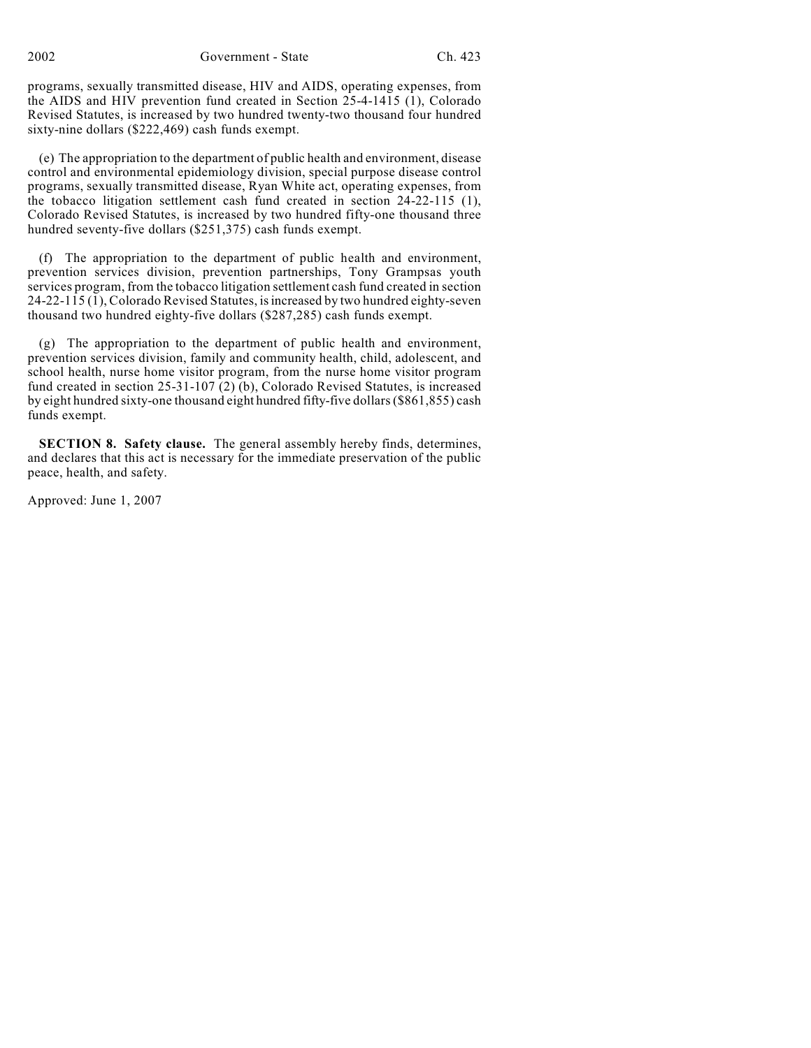programs, sexually transmitted disease, HIV and AIDS, operating expenses, from the AIDS and HIV prevention fund created in Section 25-4-1415 (1), Colorado Revised Statutes, is increased by two hundred twenty-two thousand four hundred sixty-nine dollars ($222,469) cash funds exempt.

(e) The appropriation to the department of public health and environment, disease control and environmental epidemiology division, special purpose disease control programs, sexually transmitted disease, Ryan White act, operating expenses, from the tobacco litigation settlement cash fund created in section 24-22-115 (1), Colorado Revised Statutes, is increased by two hundred fifty-one thousand three hundred seventy-five dollars ($251,375) cash funds exempt.

(f) The appropriation to the department of public health and environment, prevention services division, prevention partnerships, Tony Grampsas youth services program, from the tobacco litigation settlement cash fund created in section 24-22-115 (1), Colorado Revised Statutes, is increased by two hundred eighty-seven thousand two hundred eighty-five dollars ($287,285) cash funds exempt.

(g) The appropriation to the department of public health and environment, prevention services division, family and community health, child, adolescent, and school health, nurse home visitor program, from the nurse home visitor program fund created in section 25-31-107 (2) (b), Colorado Revised Statutes, is increased by eight hundred sixty-one thousand eight hundred fifty-five dollars ($861,855) cash funds exempt.

**SECTION 8. Safety clause.** The general assembly hereby finds, determines, and declares that this act is necessary for the immediate preservation of the public peace, health, and safety.

Approved: June 1, 2007